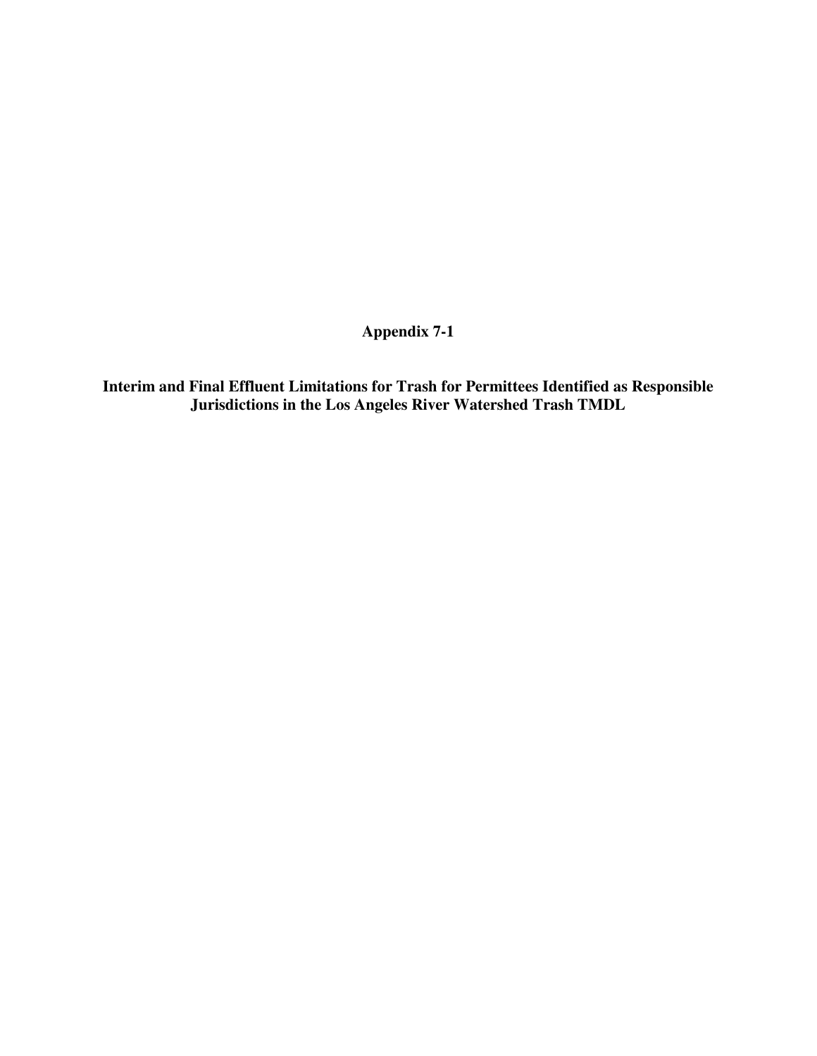# Appendix 7-1

## Interim and Final Effluent Limitations for Trash for Permittees Identified as Responsible Jurisdictions in the Los Angeles River Watershed Trash TMDL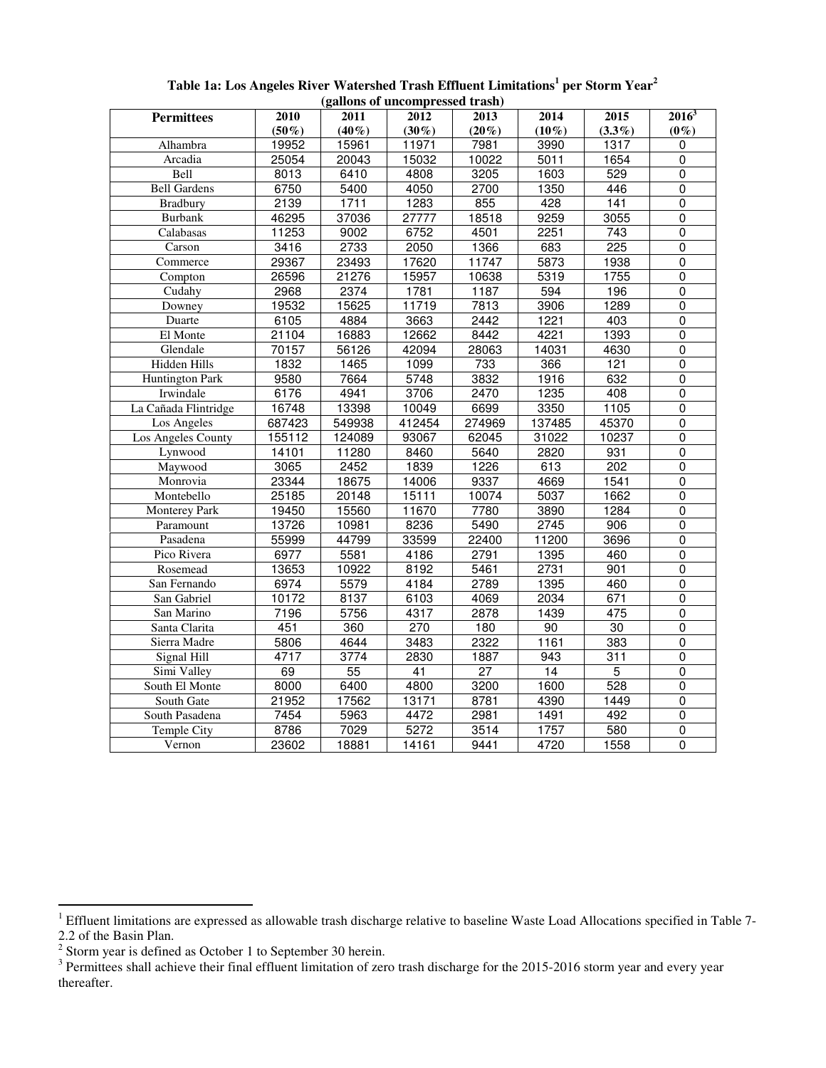**Table 1a: Los Angeles River Watershed Trash Effluent Limitations[1] per Storm Year[2]**
**(gallons of uncompressed trash)**

| Permittees | 2010 (50%) | 2011 (40%) | 2012 (30%) | 2013 (20%) | 2014 (10%) | 2015 (3.3%) | 2016[3] (0%) |
|---|---|---|---|---|---|---|---|
| Alhambra | 19952 | 15961 | 11971 | 7981 | 3990 | 1317 | 0 |
| Arcadia | 25054 | 20043 | 15032 | 10022 | 5011 | 1654 | 0 |
| Bell | 8013 | 6410 | 4808 | 3205 | 1603 | 529 | 0 |
| Bell Gardens | 6750 | 5400 | 4050 | 2700 | 1350 | 446 | 0 |
| Bradbury | 2139 | 1711 | 1283 | 855 | 428 | 141 | 0 |
| Burbank | 46295 | 37036 | 27777 | 18518 | 9259 | 3055 | 0 |
| Calabasas | 11253 | 9002 | 6752 | 4501 | 2251 | 743 | 0 |
| Carson | 3416 | 2733 | 2050 | 1366 | 683 | 225 | 0 |
| Commerce | 29367 | 23493 | 17620 | 11747 | 5873 | 1938 | 0 |
| Compton | 26596 | 21276 | 15957 | 10638 | 5319 | 1755 | 0 |
| Cudahy | 2968 | 2374 | 1781 | 1187 | 594 | 196 | 0 |
| Downey | 19532 | 15625 | 11719 | 7813 | 3906 | 1289 | 0 |
| Duarte | 6105 | 4884 | 3663 | 2442 | 1221 | 403 | 0 |
| El Monte | 21104 | 16883 | 12662 | 8442 | 4221 | 1393 | 0 |
| Glendale | 70157 | 56126 | 42094 | 28063 | 14031 | 4630 | 0 |
| Hidden Hills | 1832 | 1465 | 1099 | 733 | 366 | 121 | 0 |
| Huntington Park | 9580 | 7664 | 5748 | 3832 | 1916 | 632 | 0 |
| Irwindale | 6176 | 4941 | 3706 | 2470 | 1235 | 408 | 0 |
| La Cañada Flintridge | 16748 | 13398 | 10049 | 6699 | 3350 | 1105 | 0 |
| Los Angeles | 687423 | 549938 | 412454 | 274969 | 137485 | 45370 | 0 |
| Los Angeles County | 155112 | 124089 | 93067 | 62045 | 31022 | 10237 | 0 |
| Lynwood | 14101 | 11280 | 8460 | 5640 | 2820 | 931 | 0 |
| Maywood | 3065 | 2452 | 1839 | 1226 | 613 | 202 | 0 |
| Monrovia | 23344 | 18675 | 14006 | 9337 | 4669 | 1541 | 0 |
| Montebello | 25185 | 20148 | 15111 | 10074 | 5037 | 1662 | 0 |
| Monterey Park | 19450 | 15560 | 11670 | 7780 | 3890 | 1284 | 0 |
| Paramount | 13726 | 10981 | 8236 | 5490 | 2745 | 906 | 0 |
| Pasadena | 55999 | 44799 | 33599 | 22400 | 11200 | 3696 | 0 |
| Pico Rivera | 6977 | 5581 | 4186 | 2791 | 1395 | 460 | 0 |
| Rosemead | 13653 | 10922 | 8192 | 5461 | 2731 | 901 | 0 |
| San Fernando | 6974 | 5579 | 4184 | 2789 | 1395 | 460 | 0 |
| San Gabriel | 10172 | 8137 | 6103 | 4069 | 2034 | 671 | 0 |
| San Marino | 7196 | 5756 | 4317 | 2878 | 1439 | 475 | 0 |
| Santa Clarita | 451 | 360 | 270 | 180 | 90 | 30 | 0 |
| Sierra Madre | 5806 | 4644 | 3483 | 2322 | 1161 | 383 | 0 |
| Signal Hill | 4717 | 3774 | 2830 | 1887 | 943 | 311 | 0 |
| Simi Valley | 69 | 55 | 41 | 27 | 14 | 5 | 0 |
| South El Monte | 8000 | 6400 | 4800 | 3200 | 1600 | 528 | 0 |
| South Gate | 21952 | 17562 | 13171 | 8781 | 4390 | 1449 | 0 |
| South Pasadena | 7454 | 5963 | 4472 | 2981 | 1491 | 492 | 0 |
| Temple City | 8786 | 7029 | 5272 | 3514 | 1757 | 580 | 0 |
| Vernon | 23602 | 18881 | 14161 | 9441 | 4720 | 1558 | 0 |

[1] Effluent limitations are expressed as allowable trash discharge relative to baseline Waste Load Allocations specified in Table 7-2.2 of the Basin Plan.

[2] Storm year is defined as October 1 to September 30 herein.

[3] Permittees shall achieve their final effluent limitation of zero trash discharge for the 2015-2016 storm year and every year thereafter.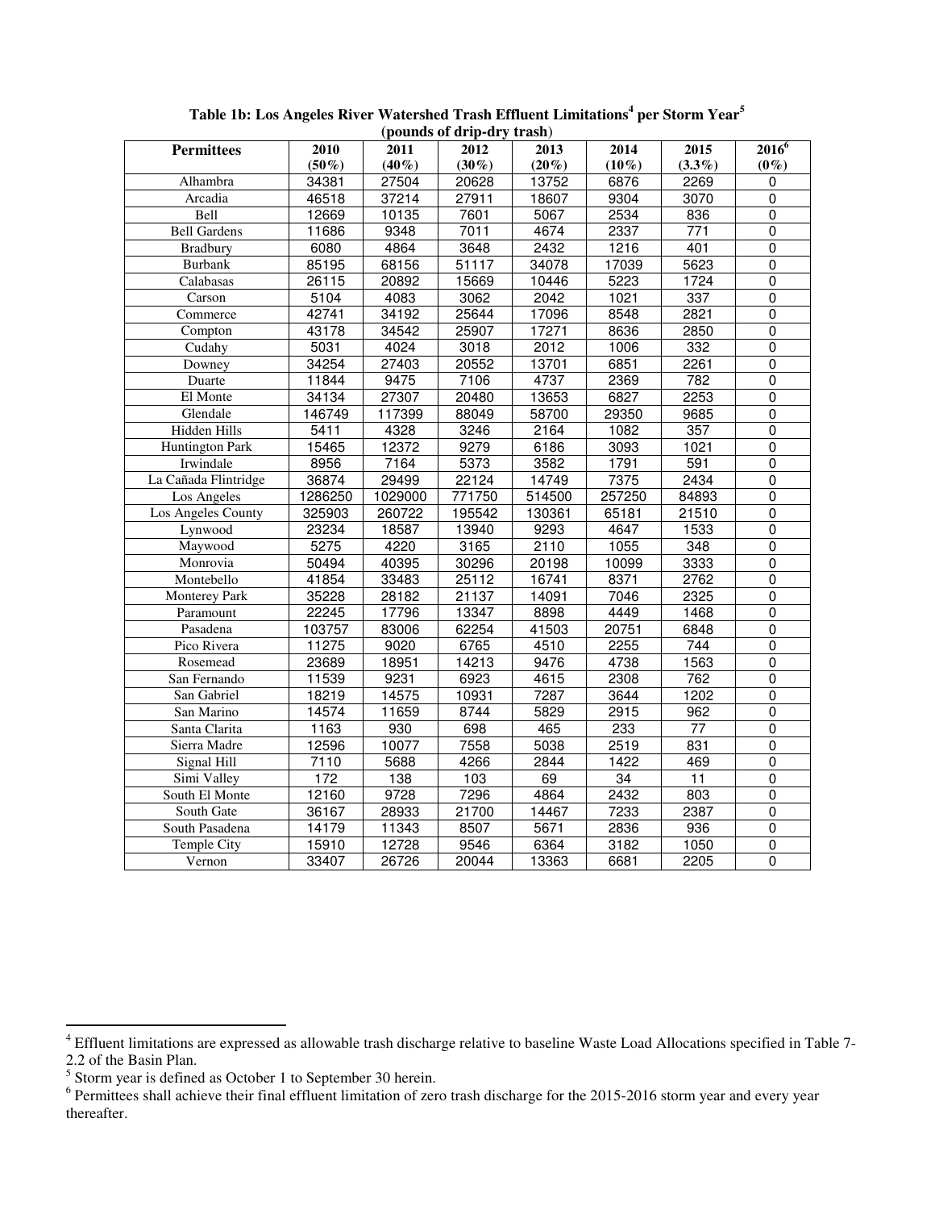**Table 1b: Los Angeles River Watershed Trash Effluent Limitations[4] per Storm Year[5]**
**(pounds of drip-dry trash)**

| Permittees | 2010 (50%) | 2011 (40%) | 2012 (30%) | 2013 (20%) | 2014 (10%) | 2015 (3.3%) | 2016[6] (0%) |
|---|---|---|---|---|---|---|---|
| Alhambra | 34381 | 27504 | 20628 | 13752 | 6876 | 2269 | 0 |
| Arcadia | 46518 | 37214 | 27911 | 18607 | 9304 | 3070 | 0 |
| Bell | 12669 | 10135 | 7601 | 5067 | 2534 | 836 | 0 |
| Bell Gardens | 11686 | 9348 | 7011 | 4674 | 2337 | 771 | 0 |
| Bradbury | 6080 | 4864 | 3648 | 2432 | 1216 | 401 | 0 |
| Burbank | 85195 | 68156 | 51117 | 34078 | 17039 | 5623 | 0 |
| Calabasas | 26115 | 20892 | 15669 | 10446 | 5223 | 1724 | 0 |
| Carson | 5104 | 4083 | 3062 | 2042 | 1021 | 337 | 0 |
| Commerce | 42741 | 34192 | 25644 | 17096 | 8548 | 2821 | 0 |
| Compton | 43178 | 34542 | 25907 | 17271 | 8636 | 2850 | 0 |
| Cudahy | 5031 | 4024 | 3018 | 2012 | 1006 | 332 | 0 |
| Downey | 34254 | 27403 | 20552 | 13701 | 6851 | 2261 | 0 |
| Duarte | 11844 | 9475 | 7106 | 4737 | 2369 | 782 | 0 |
| El Monte | 34134 | 27307 | 20480 | 13653 | 6827 | 2253 | 0 |
| Glendale | 146749 | 117399 | 88049 | 58700 | 29350 | 9685 | 0 |
| Hidden Hills | 5411 | 4328 | 3246 | 2164 | 1082 | 357 | 0 |
| Huntington Park | 15465 | 12372 | 9279 | 6186 | 3093 | 1021 | 0 |
| Irwindale | 8956 | 7164 | 5373 | 3582 | 1791 | 591 | 0 |
| La Cañada Flintridge | 36874 | 29499 | 22124 | 14749 | 7375 | 2434 | 0 |
| Los Angeles | 1286250 | 1029000 | 771750 | 514500 | 257250 | 84893 | 0 |
| Los Angeles County | 325903 | 260722 | 195542 | 130361 | 65181 | 21510 | 0 |
| Lynwood | 23234 | 18587 | 13940 | 9293 | 4647 | 1533 | 0 |
| Maywood | 5275 | 4220 | 3165 | 2110 | 1055 | 348 | 0 |
| Monrovia | 50494 | 40395 | 30296 | 20198 | 10099 | 3333 | 0 |
| Montebello | 41854 | 33483 | 25112 | 16741 | 8371 | 2762 | 0 |
| Monterey Park | 35228 | 28182 | 21137 | 14091 | 7046 | 2325 | 0 |
| Paramount | 22245 | 17796 | 13347 | 8898 | 4449 | 1468 | 0 |
| Pasadena | 103757 | 83006 | 62254 | 41503 | 20751 | 6848 | 0 |
| Pico Rivera | 11275 | 9020 | 6765 | 4510 | 2255 | 744 | 0 |
| Rosemead | 23689 | 18951 | 14213 | 9476 | 4738 | 1563 | 0 |
| San Fernando | 11539 | 9231 | 6923 | 4615 | 2308 | 762 | 0 |
| San Gabriel | 18219 | 14575 | 10931 | 7287 | 3644 | 1202 | 0 |
| San Marino | 14574 | 11659 | 8744 | 5829 | 2915 | 962 | 0 |
| Santa Clarita | 1163 | 930 | 698 | 465 | 233 | 77 | 0 |
| Sierra Madre | 12596 | 10077 | 7558 | 5038 | 2519 | 831 | 0 |
| Signal Hill | 7110 | 5688 | 4266 | 2844 | 1422 | 469 | 0 |
| Simi Valley | 172 | 138 | 103 | 69 | 34 | 11 | 0 |
| South El Monte | 12160 | 9728 | 7296 | 4864 | 2432 | 803 | 0 |
| South Gate | 36167 | 28933 | 21700 | 14467 | 7233 | 2387 | 0 |
| South Pasadena | 14179 | 11343 | 8507 | 5671 | 2836 | 936 | 0 |
| Temple City | 15910 | 12728 | 9546 | 6364 | 3182 | 1050 | 0 |
| Vernon | 33407 | 26726 | 20044 | 13363 | 6681 | 2205 | 0 |

[4] Effluent limitations are expressed as allowable trash discharge relative to baseline Waste Load Allocations specified in Table 7-2.2 of the Basin Plan.

[5] Storm year is defined as October 1 to September 30 herein.

[6] Permittees shall achieve their final effluent limitation of zero trash discharge for the 2015-2016 storm year and every year thereafter.